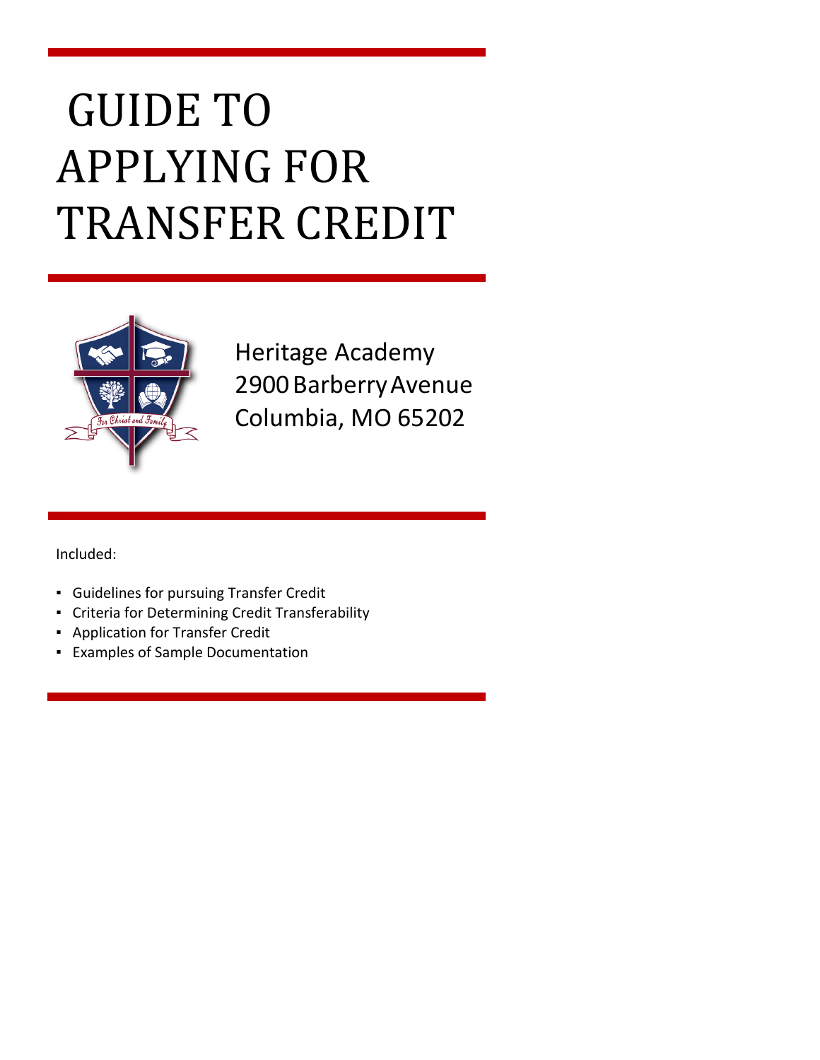# GUIDE TO APPLYING FOR TRANSFER CREDIT

Heritage Academy
2900 Barberry Avenue
Columbia, MO 65202

Included:

- Guidelines for pursuing Transfer Credit
- Criteria for Determining Credit Transferability
- Application for Transfer Credit
- Examples of Sample Documentation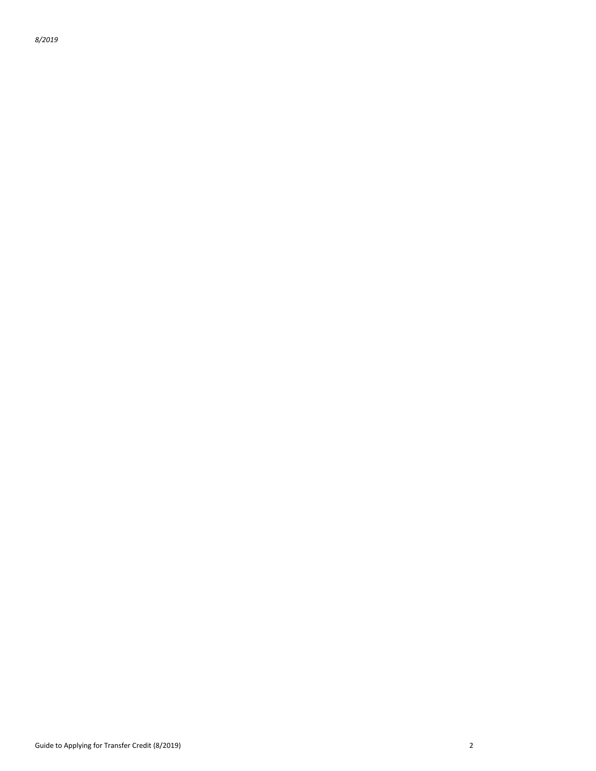*8/2019*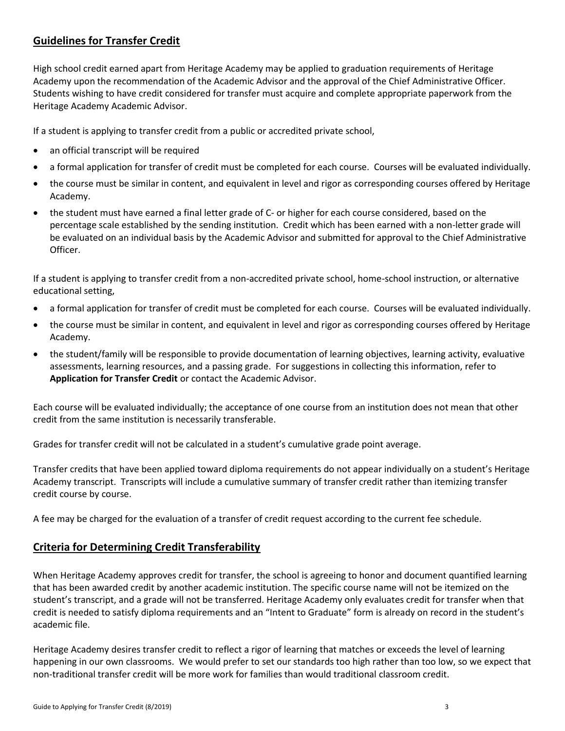## Guidelines for Transfer Credit

High school credit earned apart from Heritage Academy may be applied to graduation requirements of Heritage Academy upon the recommendation of the Academic Advisor and the approval of the Chief Administrative Officer. Students wishing to have credit considered for transfer must acquire and complete appropriate paperwork from the Heritage Academy Academic Advisor.

If a student is applying to transfer credit from a public or accredited private school,

- an official transcript will be required
- a formal application for transfer of credit must be completed for each course. Courses will be evaluated individually.
- the course must be similar in content, and equivalent in level and rigor as corresponding courses offered by Heritage Academy.
- the student must have earned a final letter grade of C- or higher for each course considered, based on the percentage scale established by the sending institution. Credit which has been earned with a non-letter grade will be evaluated on an individual basis by the Academic Advisor and submitted for approval to the Chief Administrative Officer.

If a student is applying to transfer credit from a non-accredited private school, home-school instruction, or alternative educational setting,

- a formal application for transfer of credit must be completed for each course. Courses will be evaluated individually.
- the course must be similar in content, and equivalent in level and rigor as corresponding courses offered by Heritage Academy.
- the student/family will be responsible to provide documentation of learning objectives, learning activity, evaluative assessments, learning resources, and a passing grade. For suggestions in collecting this information, refer to **Application for Transfer Credit** or contact the Academic Advisor.

Each course will be evaluated individually; the acceptance of one course from an institution does not mean that other credit from the same institution is necessarily transferable.

Grades for transfer credit will not be calculated in a student's cumulative grade point average.

Transfer credits that have been applied toward diploma requirements do not appear individually on a student's Heritage Academy transcript. Transcripts will include a cumulative summary of transfer credit rather than itemizing transfer credit course by course.

A fee may be charged for the evaluation of a transfer of credit request according to the current fee schedule.

## Criteria for Determining Credit Transferability

When Heritage Academy approves credit for transfer, the school is agreeing to honor and document quantified learning that has been awarded credit by another academic institution. The specific course name will not be itemized on the student's transcript, and a grade will not be transferred. Heritage Academy only evaluates credit for transfer when that credit is needed to satisfy diploma requirements and an "Intent to Graduate" form is already on record in the student's academic file.

Heritage Academy desires transfer credit to reflect a rigor of learning that matches or exceeds the level of learning happening in our own classrooms. We would prefer to set our standards too high rather than too low, so we expect that non-traditional transfer credit will be more work for families than would traditional classroom credit.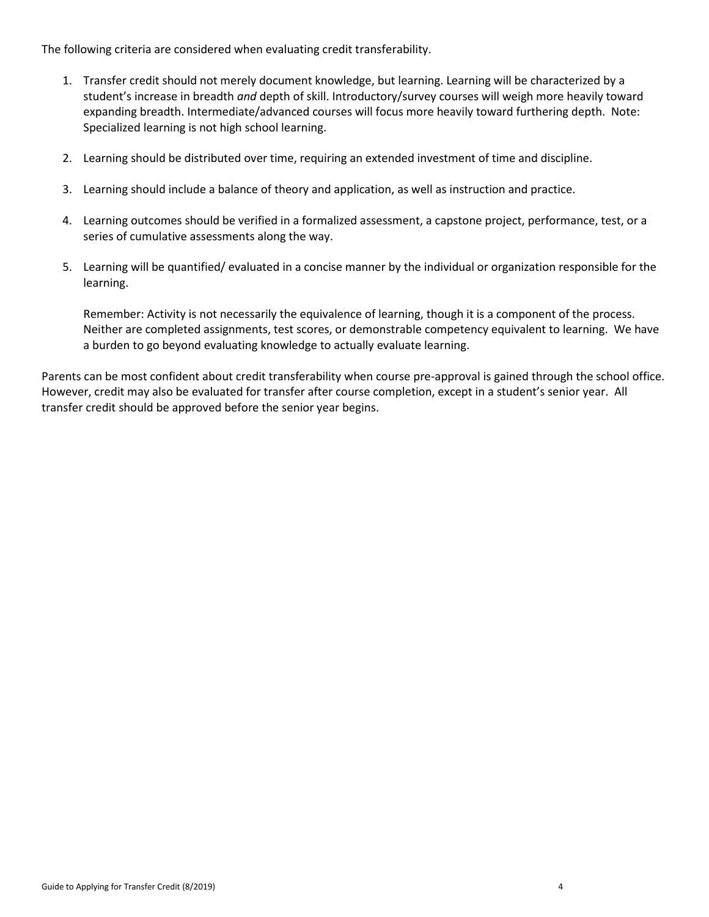The following criteria are considered when evaluating credit transferability.

1. Transfer credit should not merely document knowledge, but learning. Learning will be characterized by a student's increase in breadth *and* depth of skill. Introductory/survey courses will weigh more heavily toward expanding breadth. Intermediate/advanced courses will focus more heavily toward furthering depth. Note: Specialized learning is not high school learning.

2. Learning should be distributed over time, requiring an extended investment of time and discipline.

3. Learning should include a balance of theory and application, as well as instruction and practice.

4. Learning outcomes should be verified in a formalized assessment, a capstone project, performance, test, or a series of cumulative assessments along the way.

5. Learning will be quantified/ evaluated in a concise manner by the individual or organization responsible for the learning.

   Remember: Activity is not necessarily the equivalence of learning, though it is a component of the process. Neither are completed assignments, test scores, or demonstrable competency equivalent to learning. We have a burden to go beyond evaluating knowledge to actually evaluate learning.

Parents can be most confident about credit transferability when course pre-approval is gained through the school office. However, credit may also be evaluated for transfer after course completion, except in a student's senior year. All transfer credit should be approved before the senior year begins.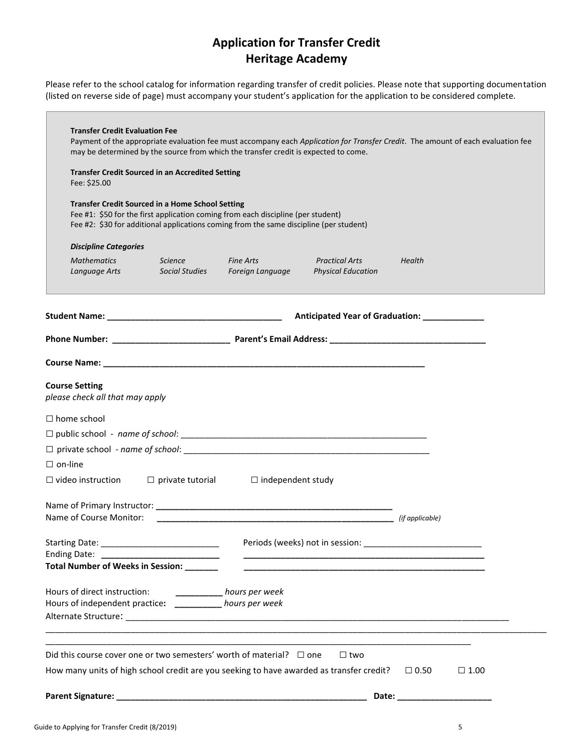# Application for Transfer Credit
# Heritage Academy

Please refer to the school catalog for information regarding transfer of credit policies. Please note that supporting documentation (listed on reverse side of page) must accompany your student's application for the application to be considered complete.

**Transfer Credit Evaluation Fee**
Payment of the appropriate evaluation fee must accompany each *Application for Transfer Credit*. The amount of each evaluation fee may be determined by the source from which the transfer credit is expected to come.

**Transfer Credit Sourced in an Accredited Setting**
Fee: $25.00

**Transfer Credit Sourced in a Home School Setting**
Fee #1: $50 for the first application coming from each discipline (per student)
Fee #2: $30 for additional applications coming from the same discipline (per student)

***Discipline Categories***

| | | | | |
|---|---|---|---|---|
| *Mathematics* | *Science* | *Fine Arts* | *Practical Arts* | *Health* |
| *Language Arts* | *Social Studies* | *Foreign Language* | *Physical Education* | |

**Student Name:** ____________________________________ **Anticipated Year of Graduation:** _____________

**Phone Number:** ________________________ **Parent's Email Address:** _________________________________

**Course Name:** ____________________________________________________________________

**Course Setting**
*please check all that may apply*

☐ home school

☐ public school - *name of school*: ____________________________________________________

☐ private school - *name of school*: ____________________________________________________

☐ on-line

☐ video instruction ☐ private tutorial ☐ independent study

Name of Primary Instructor: __________________________________________________
Name of Course Monitor: __________________________________________________ *(if applicable)*

Starting Date: _________________________ Periods (weeks) not in session: ________________________
Ending Date: _________________________ ____________________________________________________
**Total Number of Weeks in Session:** _______ ____________________________________________________

Hours of direct instruction: __________ *hours per week*
Hours of independent practice: __________ *hours per week*
Alternate Structure: ____________________________________________________________________________
________________________________________________________________________________________________
________________________________________________________________________________________

Did this course cover one or two semesters' worth of material? ☐ one ☐ two

How many units of high school credit are you seeking to have awarded as transfer credit? ☐ 0.50 ☐ 1.00

**Parent Signature:** ______________________________________________________ **Date:** ___________________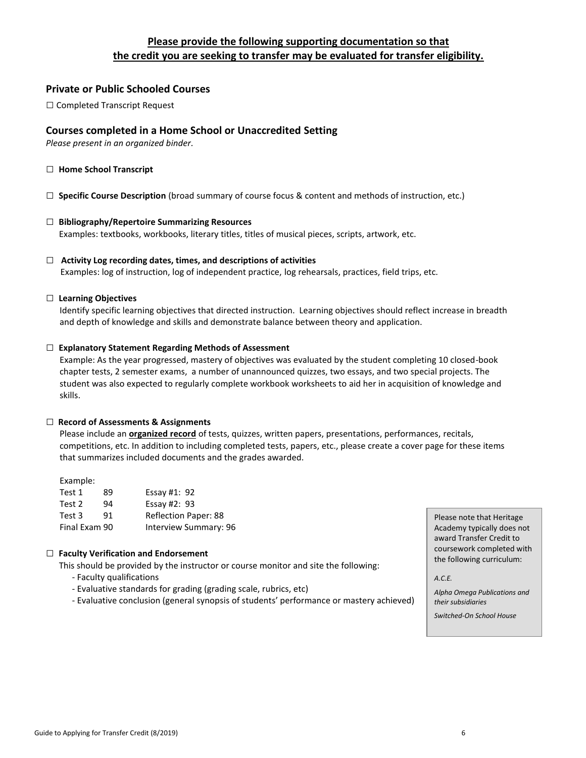**Please provide the following supporting documentation so that the credit you are seeking to transfer may be evaluated for transfer eligibility.**

## Private or Public Schooled Courses

☐ Completed Transcript Request

## Courses completed in a Home School or Unaccredited Setting

*Please present in an organized binder.*

☐ **Home School Transcript**

☐ **Specific Course Description** (broad summary of course focus & content and methods of instruction, etc.)

☐ **Bibliography/Repertoire Summarizing Resources**
Examples: textbooks, workbooks, literary titles, titles of musical pieces, scripts, artwork, etc.

☐ **Activity Log recording dates, times, and descriptions of activities**
Examples: log of instruction, log of independent practice, log rehearsals, practices, field trips, etc.

☐ **Learning Objectives**
Identify specific learning objectives that directed instruction. Learning objectives should reflect increase in breadth and depth of knowledge and skills and demonstrate balance between theory and application.

☐ **Explanatory Statement Regarding Methods of Assessment**
Example: As the year progressed, mastery of objectives was evaluated by the student completing 10 closed-book chapter tests, 2 semester exams, a number of unannounced quizzes, two essays, and two special projects. The student was also expected to regularly complete workbook worksheets to aid her in acquisition of knowledge and skills.

☐ **Record of Assessments & Assignments**
Please include an **organized record** of tests, quizzes, written papers, presentations, performances, recitals, competitions, etc. In addition to including completed tests, papers, etc., please create a cover page for these items that summarizes included documents and the grades awarded.

Example:

| | | |
|---|---|---|
| Test 1 | 89 | Essay #1: 92 |
| Test 2 | 94 | Essay #2: 93 |
| Test 3 | 91 | Reflection Paper: 88 |
| Final Exam | 90 | Interview Summary: 96 |

☐ **Faculty Verification and Endorsement**
This should be provided by the instructor or course monitor and site the following:

- Faculty qualifications
- Evaluative standards for grading (grading scale, rubrics, etc)
- Evaluative conclusion (general synopsis of students' performance or mastery achieved)

Please note that Heritage Academy typically does not award Transfer Credit to coursework completed with the following curriculum:

*A.C.E.*

*Alpha Omega Publications and their subsidiaries*

*Switched-On School House*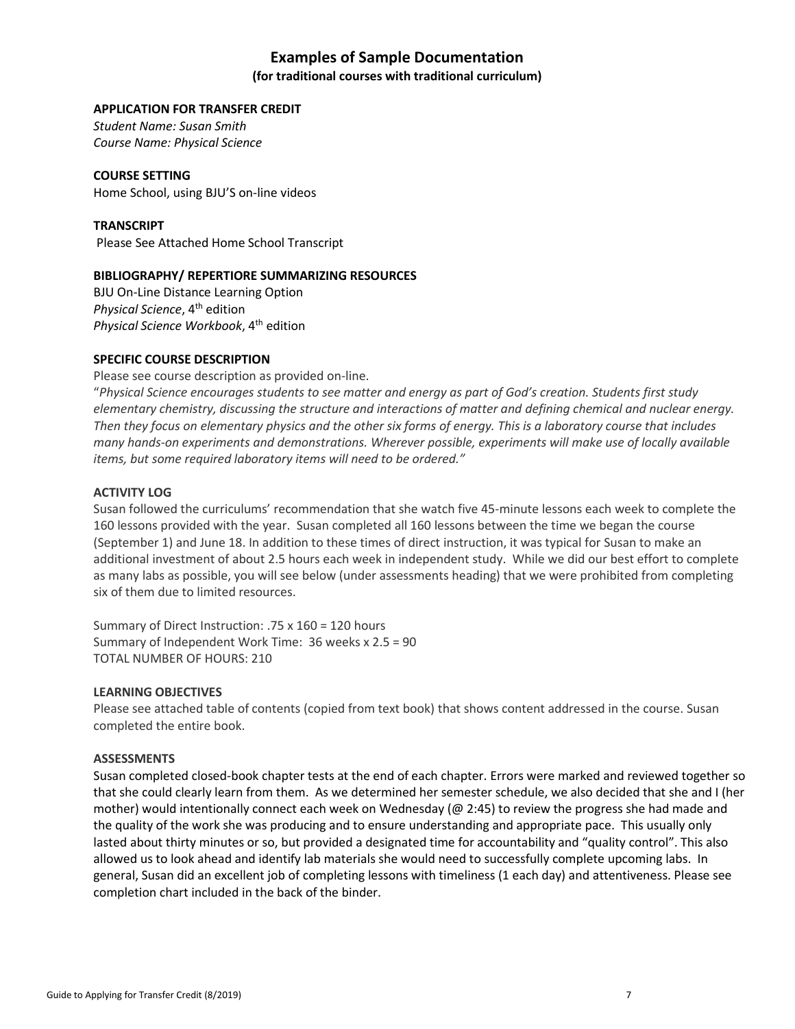## Examples of Sample Documentation

**(for traditional courses with traditional curriculum)**

**APPLICATION FOR TRANSFER CREDIT**

*Student Name: Susan Smith*
*Course Name: Physical Science*

**COURSE SETTING**

Home School, using BJU'S on-line videos

**TRANSCRIPT**

Please See Attached Home School Transcript

**BIBLIOGRAPHY/ REPERTIORE SUMMARIZING RESOURCES**

BJU On-Line Distance Learning Option
*Physical Science*, 4th edition
*Physical Science Workbook*, 4th edition

**SPECIFIC COURSE DESCRIPTION**

Please see course description as provided on-line.

"*Physical Science encourages students to see matter and energy as part of God's creation. Students first study elementary chemistry, discussing the structure and interactions of matter and defining chemical and nuclear energy. Then they focus on elementary physics and the other six forms of energy. This is a laboratory course that includes many hands-on experiments and demonstrations. Wherever possible, experiments will make use of locally available items, but some required laboratory items will need to be ordered."*

**ACTIVITY LOG**

Susan followed the curriculums' recommendation that she watch five 45-minute lessons each week to complete the 160 lessons provided with the year. Susan completed all 160 lessons between the time we began the course (September 1) and June 18. In addition to these times of direct instruction, it was typical for Susan to make an additional investment of about 2.5 hours each week in independent study. While we did our best effort to complete as many labs as possible, you will see below (under assessments heading) that we were prohibited from completing six of them due to limited resources.

Summary of Direct Instruction: .75 x 160 = 120 hours
Summary of Independent Work Time: 36 weeks x 2.5 = 90
TOTAL NUMBER OF HOURS: 210

**LEARNING OBJECTIVES**

Please see attached table of contents (copied from text book) that shows content addressed in the course. Susan completed the entire book.

**ASSESSMENTS**

Susan completed closed-book chapter tests at the end of each chapter. Errors were marked and reviewed together so that she could clearly learn from them. As we determined her semester schedule, we also decided that she and I (her mother) would intentionally connect each week on Wednesday (@ 2:45) to review the progress she had made and the quality of the work she was producing and to ensure understanding and appropriate pace. This usually only lasted about thirty minutes or so, but provided a designated time for accountability and "quality control". This also allowed us to look ahead and identify lab materials she would need to successfully complete upcoming labs. In general, Susan did an excellent job of completing lessons with timeliness (1 each day) and attentiveness. Please see completion chart included in the back of the binder.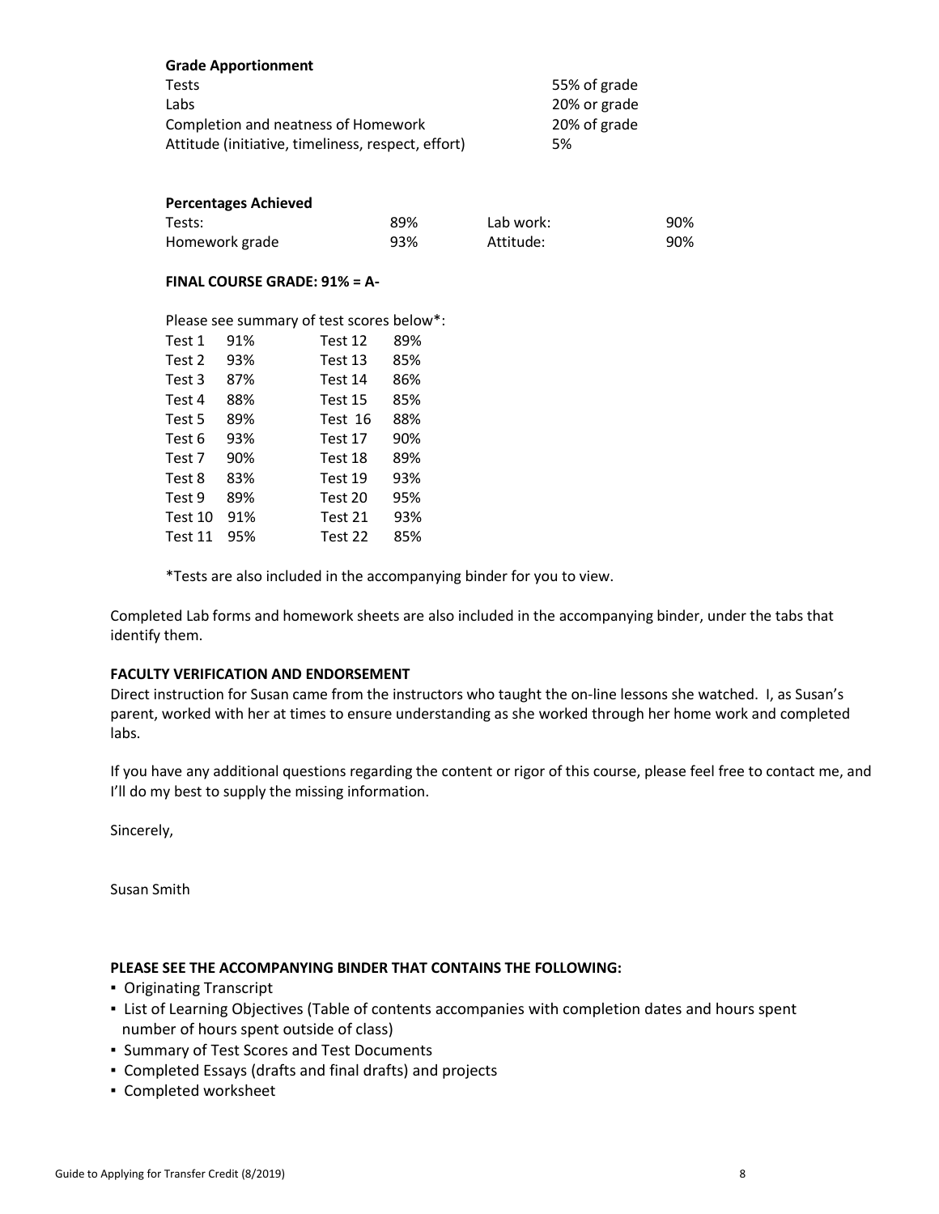**Grade Apportionment**

| | |
|---|---|
| Tests | 55% of grade |
| Labs | 20% or grade |
| Completion and neatness of Homework | 20% of grade |
| Attitude (initiative, timeliness, respect, effort) | 5% |

**Percentages Achieved**

| | | | |
|---|---|---|---|
| Tests: | 89% | Lab work: | 90% |
| Homework grade | 93% | Attitude: | 90% |

**FINAL COURSE GRADE: 91% = A-**

Please see summary of test scores below*:

| | | | |
|---|---|---|---|
| Test 1 | 91% | Test 12 | 89% |
| Test 2 | 93% | Test 13 | 85% |
| Test 3 | 87% | Test 14 | 86% |
| Test 4 | 88% | Test 15 | 85% |
| Test 5 | 89% | Test 16 | 88% |
| Test 6 | 93% | Test 17 | 90% |
| Test 7 | 90% | Test 18 | 89% |
| Test 8 | 83% | Test 19 | 93% |
| Test 9 | 89% | Test 20 | 95% |
| Test 10 | 91% | Test 21 | 93% |
| Test 11 | 95% | Test 22 | 85% |

*Tests are also included in the accompanying binder for you to view.

Completed Lab forms and homework sheets are also included in the accompanying binder, under the tabs that identify them.

**FACULTY VERIFICATION AND ENDORSEMENT**

Direct instruction for Susan came from the instructors who taught the on-line lessons she watched. I, as Susan's parent, worked with her at times to ensure understanding as she worked through her home work and completed labs.

If you have any additional questions regarding the content or rigor of this course, please feel free to contact me, and I'll do my best to supply the missing information.

Sincerely,

Susan Smith

**PLEASE SEE THE ACCOMPANYING BINDER THAT CONTAINS THE FOLLOWING:**

- Originating Transcript
- List of Learning Objectives (Table of contents accompanies with completion dates and hours spent number of hours spent outside of class)
- Summary of Test Scores and Test Documents
- Completed Essays (drafts and final drafts) and projects
- Completed worksheet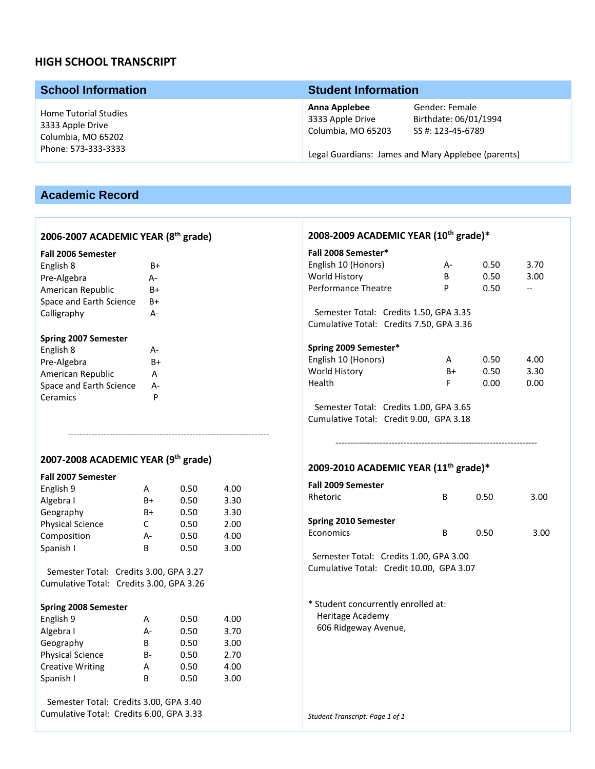# HIGH SCHOOL TRANSCRIPT

| School Information | Student Information | |
|---|---|---|
| Home Tutorial Studies<br>3333 Apple Drive<br>Columbia, MO 65202<br>Phone: 573-333-3333 | **Anna Applebee**<br>3333 Apple Drive<br>Columbia, MO 65203 | Gender: Female<br>Birthdate: 06/01/1994<br>SS #: 123-45-6789 |
| | Legal Guardians: James and Mary Applebee (parents) | |

## Academic Record

### 2006-2007 ACADEMIC YEAR (8th grade)

**Fall 2006 Semester**

| Course | Grade |
|---|---|
| English 8 | B+ |
| Pre-Algebra | A- |
| American Republic | B+ |
| Space and Earth Science | B+ |
| Calligraphy | A- |

**Spring 2007 Semester**

| Course | Grade |
|---|---|
| English 8 | A- |
| Pre-Algebra | B+ |
| American Republic | A |
| Space and Earth Science | A- |
| Ceramics | P |

---

### 2007-2008 ACADEMIC YEAR (9th grade)

**Fall 2007 Semester**

| Course | Grade | Credits | Grade Points |
|---|---|---|---|
| English 9 | A | 0.50 | 4.00 |
| Algebra I | B+ | 0.50 | 3.30 |
| Geography | B+ | 0.50 | 3.30 |
| Physical Science | C | 0.50 | 2.00 |
| Composition | A- | 0.50 | 4.00 |
| Spanish I | B | 0.50 | 3.00 |

Semester Total: Credits 3.00, GPA 3.27
Cumulative Total: Credits 3.00, GPA 3.26

**Spring 2008 Semester**

| Course | Grade | Credits | Grade Points |
|---|---|---|---|
| English 9 | A | 0.50 | 4.00 |
| Algebra I | A- | 0.50 | 3.70 |
| Geography | B | 0.50 | 3.00 |
| Physical Science | B- | 0.50 | 2.70 |
| Creative Writing | A | 0.50 | 4.00 |
| Spanish I | B | 0.50 | 3.00 |

Semester Total: Credits 3.00, GPA 3.40
Cumulative Total: Credits 6.00, GPA 3.33

### 2008-2009 ACADEMIC YEAR (10th grade)*

**Fall 2008 Semester***

| Course | Grade | Credits | Grade Points |
|---|---|---|---|
| English 10 (Honors) | A- | 0.50 | 3.70 |
| World History | B | 0.50 | 3.00 |
| Performance Theatre | P | 0.50 | -- |

Semester Total: Credits 1.50, GPA 3.35
Cumulative Total: Credits 7.50, GPA 3.36

**Spring 2009 Semester***

| Course | Grade | Credits | Grade Points |
|---|---|---|---|
| English 10 (Honors) | A | 0.50 | 4.00 |
| World History | B+ | 0.50 | 3.30 |
| Health | F | 0.00 | 0.00 |

Semester Total: Credits 1.00, GPA 3.65
Cumulative Total: Credit 9.00, GPA 3.18

---

### 2009-2010 ACADEMIC YEAR (11th grade)*

**Fall 2009 Semester**

| Course | Grade | Credits | Grade Points |
|---|---|---|---|
| Rhetoric | B | 0.50 | 3.00 |

**Spring 2010 Semester**

| Course | Grade | Credits | Grade Points |
|---|---|---|---|
| Economics | B | 0.50 | 3.00 |

Semester Total: Credits 1.00, GPA 3.00
Cumulative Total: Credit 10.00, GPA 3.07

\* Student concurrently enrolled at:
Heritage Academy
606 Ridgeway Avenue,

*Student Transcript: Page 1 of 1*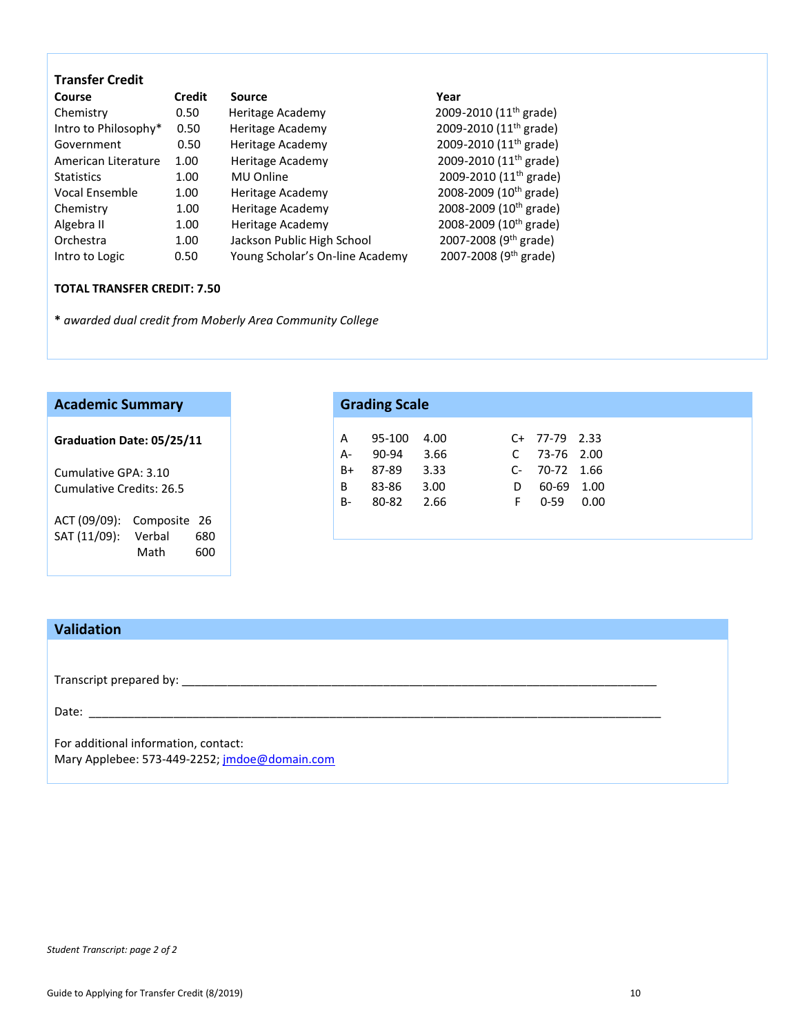### Transfer Credit

| Course | Credit | Source | Year |
|---|---|---|---|
| Chemistry | 0.50 | Heritage Academy | 2009-2010 (11th grade) |
| Intro to Philosophy* | 0.50 | Heritage Academy | 2009-2010 (11th grade) |
| Government | 0.50 | Heritage Academy | 2009-2010 (11th grade) |
| American Literature | 1.00 | Heritage Academy | 2009-2010 (11th grade) |
| Statistics | 1.00 | MU Online | 2009-2010 (11th grade) |
| Vocal Ensemble | 1.00 | Heritage Academy | 2008-2009 (10th grade) |
| Chemistry | 1.00 | Heritage Academy | 2008-2009 (10th grade) |
| Algebra II | 1.00 | Heritage Academy | 2008-2009 (10th grade) |
| Orchestra | 1.00 | Jackson Public High School | 2007-2008 (9th grade) |
| Intro to Logic | 0.50 | Young Scholar's On-line Academy | 2007-2008 (9th grade) |

**TOTAL TRANSFER CREDIT: 7.50**

**\*** *awarded dual credit from Moberly Area Community College*

## Academic Summary

**Graduation Date: 05/25/11**

Cumulative GPA: 3.10
Cumulative Credits: 26.5

| | | |
|---|---|---|
| ACT (09/09): | Composite | 26 |
| SAT (11/09): | Verbal | 680 |
| | Math | 600 |

## Grading Scale

| | | | | | |
|---|---|---|---|---|---|
| A | 95-100 | 4.00 | C+ | 77-79 | 2.33 |
| A- | 90-94 | 3.66 | C | 73-76 | 2.00 |
| B+ | 87-89 | 3.33 | C- | 70-72 | 1.66 |
| B | 83-86 | 3.00 | D | 60-69 | 1.00 |
| B- | 80-82 | 2.66 | F | 0-59 | 0.00 |

## Validation

Transcript prepared by: ______________________________________________

Date: ______________________________________________

For additional information, contact:
Mary Applebee: 573-449-2252; jmdoe@domain.com

*Student Transcript: page 2 of 2*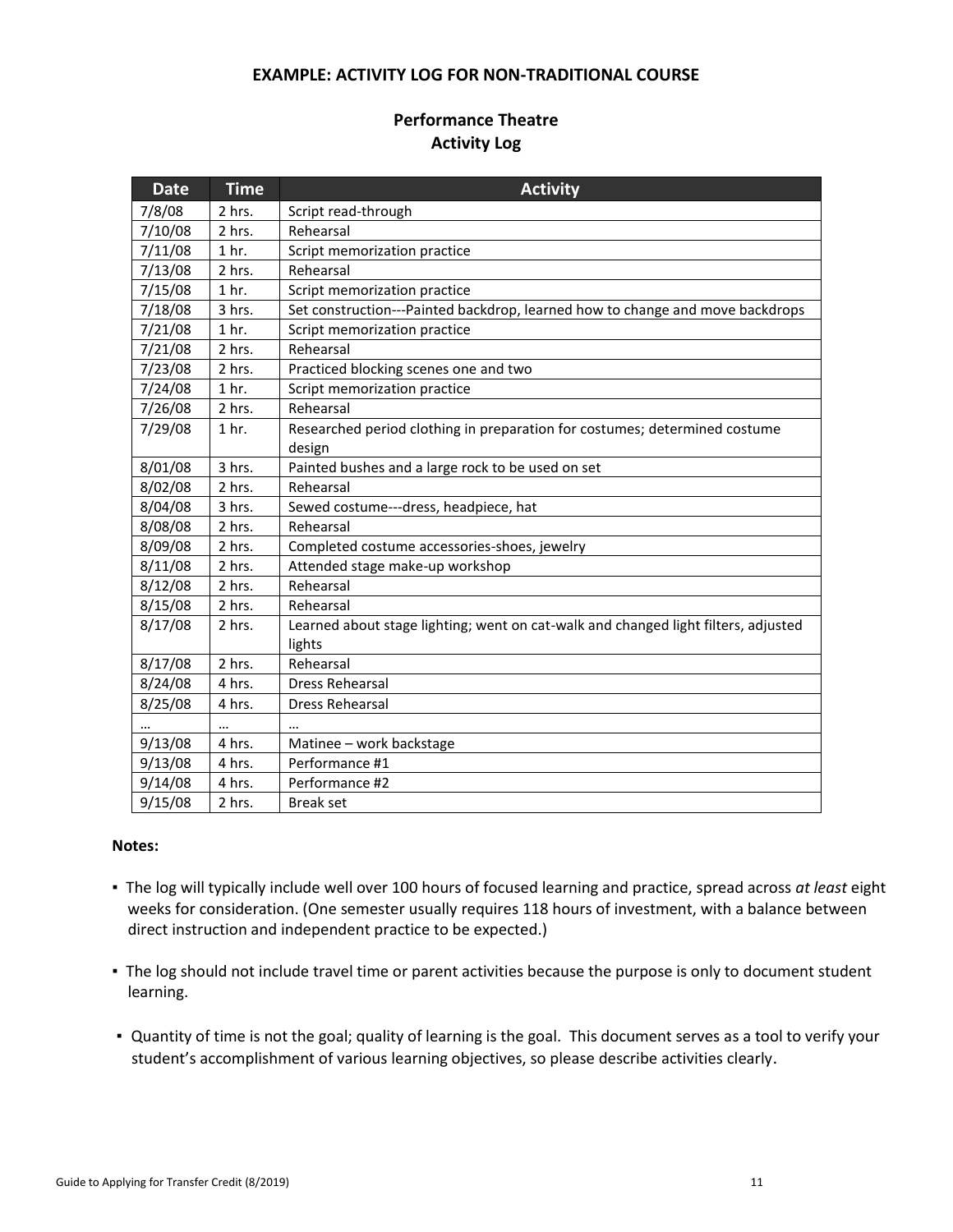**EXAMPLE: ACTIVITY LOG FOR NON-TRADITIONAL COURSE**

## Performance Theatre
## Activity Log

| Date | Time | Activity |
|---|---|---|
| 7/8/08 | 2 hrs. | Script read-through |
| 7/10/08 | 2 hrs. | Rehearsal |
| 7/11/08 | 1 hr. | Script memorization practice |
| 7/13/08 | 2 hrs. | Rehearsal |
| 7/15/08 | 1 hr. | Script memorization practice |
| 7/18/08 | 3 hrs. | Set construction---Painted backdrop, learned how to change and move backdrops |
| 7/21/08 | 1 hr. | Script memorization practice |
| 7/21/08 | 2 hrs. | Rehearsal |
| 7/23/08 | 2 hrs. | Practiced blocking scenes one and two |
| 7/24/08 | 1 hr. | Script memorization practice |
| 7/26/08 | 2 hrs. | Rehearsal |
| 7/29/08 | 1 hr. | Researched period clothing in preparation for costumes; determined costume design |
| 8/01/08 | 3 hrs. | Painted bushes and a large rock to be used on set |
| 8/02/08 | 2 hrs. | Rehearsal |
| 8/04/08 | 3 hrs. | Sewed costume---dress, headpiece, hat |
| 8/08/08 | 2 hrs. | Rehearsal |
| 8/09/08 | 2 hrs. | Completed costume accessories-shoes, jewelry |
| 8/11/08 | 2 hrs. | Attended stage make-up workshop |
| 8/12/08 | 2 hrs. | Rehearsal |
| 8/15/08 | 2 hrs. | Rehearsal |
| 8/17/08 | 2 hrs. | Learned about stage lighting; went on cat-walk and changed light filters, adjusted lights |
| 8/17/08 | 2 hrs. | Rehearsal |
| 8/24/08 | 4 hrs. | Dress Rehearsal |
| 8/25/08 | 4 hrs. | Dress Rehearsal |
| … | … | … |
| 9/13/08 | 4 hrs. | Matinee – work backstage |
| 9/13/08 | 4 hrs. | Performance #1 |
| 9/14/08 | 4 hrs. | Performance #2 |
| 9/15/08 | 2 hrs. | Break set |

**Notes:**

- The log will typically include well over 100 hours of focused learning and practice, spread across *at least* eight weeks for consideration. (One semester usually requires 118 hours of investment, with a balance between direct instruction and independent practice to be expected.)
- The log should not include travel time or parent activities because the purpose is only to document student learning.
- Quantity of time is not the goal; quality of learning is the goal. This document serves as a tool to verify your student's accomplishment of various learning objectives, so please describe activities clearly.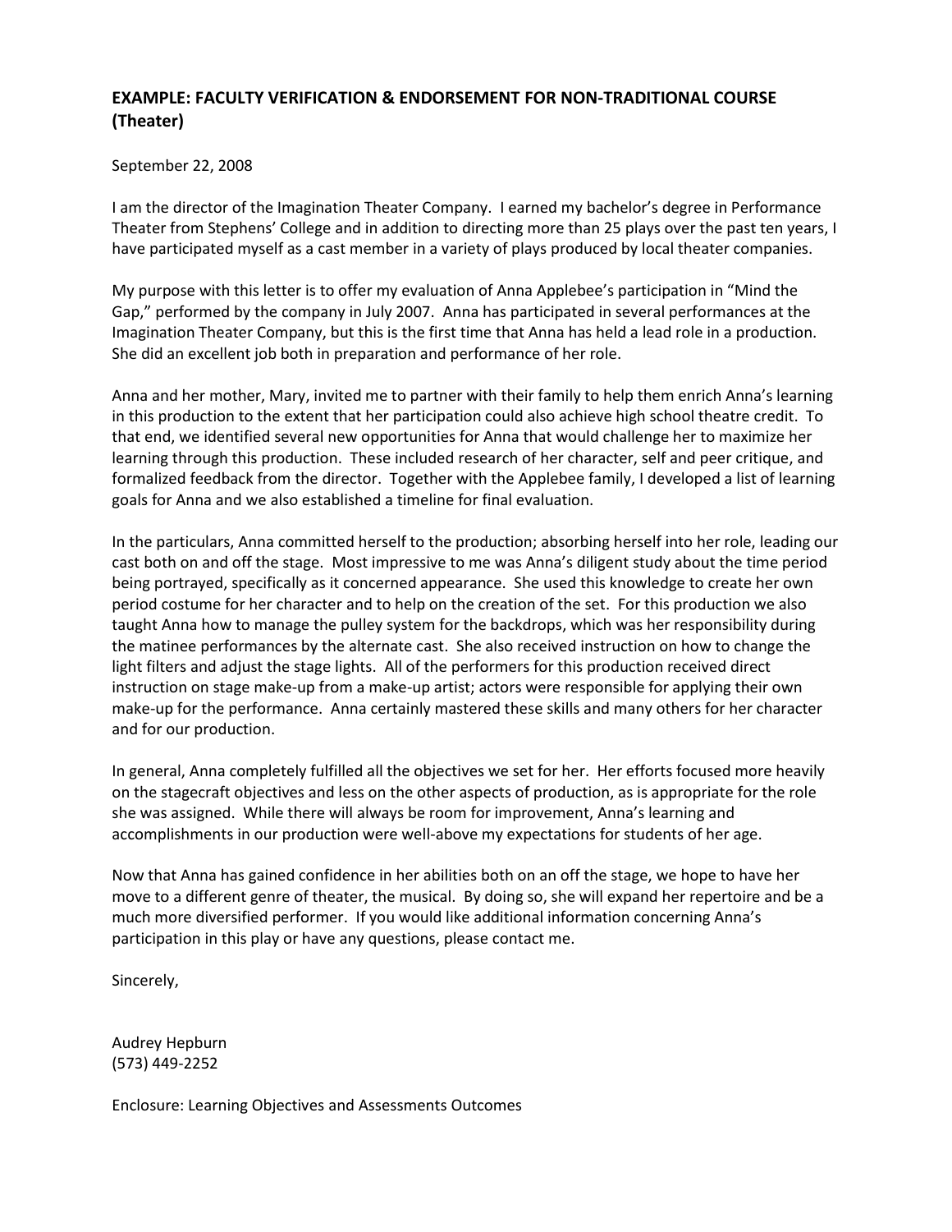## EXAMPLE: FACULTY VERIFICATION & ENDORSEMENT FOR NON-TRADITIONAL COURSE (Theater)

September 22, 2008

I am the director of the Imagination Theater Company. I earned my bachelor's degree in Performance Theater from Stephens' College and in addition to directing more than 25 plays over the past ten years, I have participated myself as a cast member in a variety of plays produced by local theater companies.

My purpose with this letter is to offer my evaluation of Anna Applebee's participation in "Mind the Gap," performed by the company in July 2007. Anna has participated in several performances at the Imagination Theater Company, but this is the first time that Anna has held a lead role in a production. She did an excellent job both in preparation and performance of her role.

Anna and her mother, Mary, invited me to partner with their family to help them enrich Anna's learning in this production to the extent that her participation could also achieve high school theatre credit. To that end, we identified several new opportunities for Anna that would challenge her to maximize her learning through this production. These included research of her character, self and peer critique, and formalized feedback from the director. Together with the Applebee family, I developed a list of learning goals for Anna and we also established a timeline for final evaluation.

In the particulars, Anna committed herself to the production; absorbing herself into her role, leading our cast both on and off the stage. Most impressive to me was Anna's diligent study about the time period being portrayed, specifically as it concerned appearance. She used this knowledge to create her own period costume for her character and to help on the creation of the set. For this production we also taught Anna how to manage the pulley system for the backdrops, which was her responsibility during the matinee performances by the alternate cast. She also received instruction on how to change the light filters and adjust the stage lights. All of the performers for this production received direct instruction on stage make-up from a make-up artist; actors were responsible for applying their own make-up for the performance. Anna certainly mastered these skills and many others for her character and for our production.

In general, Anna completely fulfilled all the objectives we set for her. Her efforts focused more heavily on the stagecraft objectives and less on the other aspects of production, as is appropriate for the role she was assigned. While there will always be room for improvement, Anna's learning and accomplishments in our production were well-above my expectations for students of her age.

Now that Anna has gained confidence in her abilities both on an off the stage, we hope to have her move to a different genre of theater, the musical. By doing so, she will expand her repertoire and be a much more diversified performer. If you would like additional information concerning Anna's participation in this play or have any questions, please contact me.

Sincerely,

Audrey Hepburn
(573) 449-2252

Enclosure: Learning Objectives and Assessments Outcomes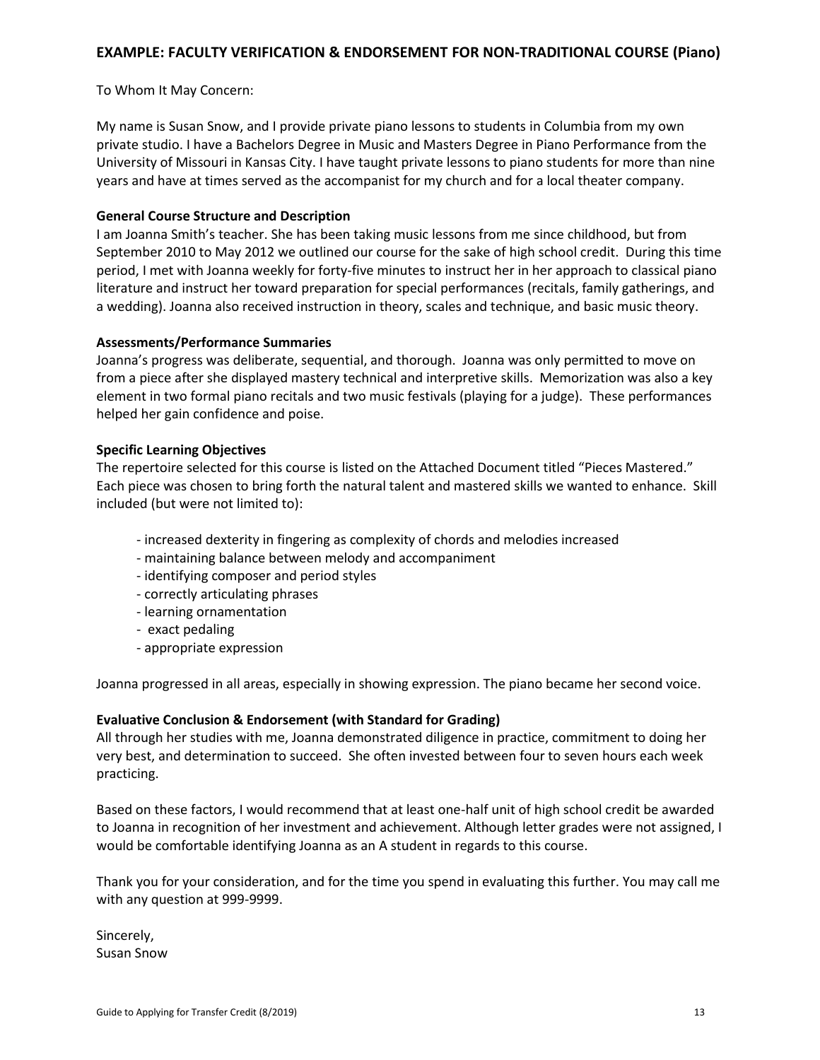## EXAMPLE: FACULTY VERIFICATION & ENDORSEMENT FOR NON-TRADITIONAL COURSE (Piano)

To Whom It May Concern:

My name is Susan Snow, and I provide private piano lessons to students in Columbia from my own private studio. I have a Bachelors Degree in Music and Masters Degree in Piano Performance from the University of Missouri in Kansas City. I have taught private lessons to piano students for more than nine years and have at times served as the accompanist for my church and for a local theater company.

**General Course Structure and Description**

I am Joanna Smith's teacher. She has been taking music lessons from me since childhood, but from September 2010 to May 2012 we outlined our course for the sake of high school credit. During this time period, I met with Joanna weekly for forty-five minutes to instruct her in her approach to classical piano literature and instruct her toward preparation for special performances (recitals, family gatherings, and a wedding). Joanna also received instruction in theory, scales and technique, and basic music theory.

**Assessments/Performance Summaries**

Joanna's progress was deliberate, sequential, and thorough. Joanna was only permitted to move on from a piece after she displayed mastery technical and interpretive skills. Memorization was also a key element in two formal piano recitals and two music festivals (playing for a judge). These performances helped her gain confidence and poise.

**Specific Learning Objectives**

The repertoire selected for this course is listed on the Attached Document titled "Pieces Mastered." Each piece was chosen to bring forth the natural talent and mastered skills we wanted to enhance. Skill included (but were not limited to):

- increased dexterity in fingering as complexity of chords and melodies increased
- maintaining balance between melody and accompaniment
- identifying composer and period styles
- correctly articulating phrases
- learning ornamentation
- exact pedaling
- appropriate expression

Joanna progressed in all areas, especially in showing expression. The piano became her second voice.

**Evaluative Conclusion & Endorsement (with Standard for Grading)**

All through her studies with me, Joanna demonstrated diligence in practice, commitment to doing her very best, and determination to succeed. She often invested between four to seven hours each week practicing.

Based on these factors, I would recommend that at least one-half unit of high school credit be awarded to Joanna in recognition of her investment and achievement. Although letter grades were not assigned, I would be comfortable identifying Joanna as an A student in regards to this course.

Thank you for your consideration, and for the time you spend in evaluating this further. You may call me with any question at 999-9999.

Sincerely,
Susan Snow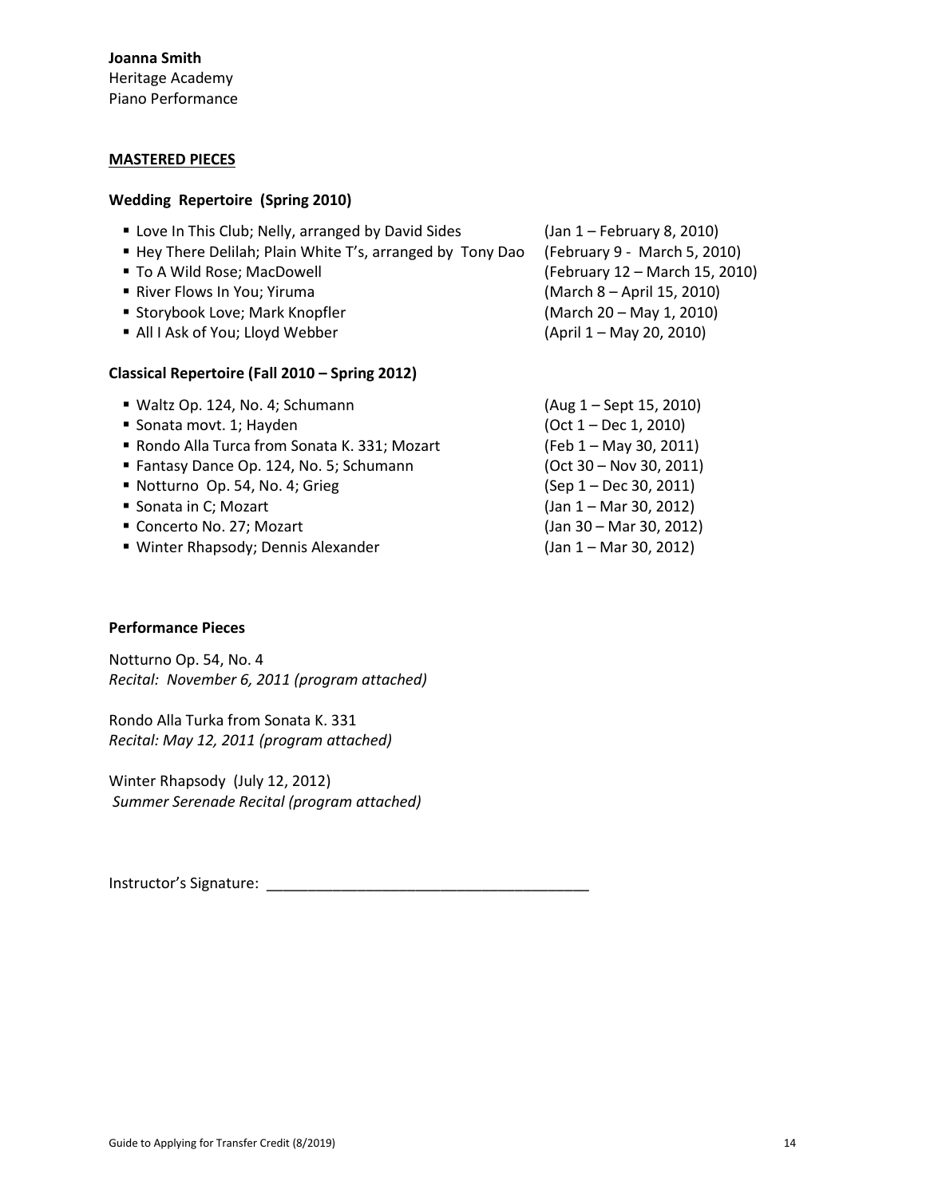**Joanna Smith**
Heritage Academy
Piano Performance

**MASTERED PIECES**

**Wedding Repertoire (Spring 2010)**

- Love In This Club; Nelly, arranged by David Sides (Jan 1 – February 8, 2010)
- Hey There Delilah; Plain White T's, arranged by Tony Dao (February 9 - March 5, 2010)
- To A Wild Rose; MacDowell (February 12 – March 15, 2010)
- River Flows In You; Yiruma (March 8 – April 15, 2010)
- Storybook Love; Mark Knopfler (March 20 – May 1, 2010)
- All I Ask of You; Lloyd Webber (April 1 – May 20, 2010)

**Classical Repertoire (Fall 2010 – Spring 2012)**

- Waltz Op. 124, No. 4; Schumann (Aug 1 – Sept 15, 2010)
- Sonata movt. 1; Hayden (Oct 1 – Dec 1, 2010)
- Rondo Alla Turca from Sonata K. 331; Mozart (Feb 1 – May 30, 2011)
- Fantasy Dance Op. 124, No. 5; Schumann (Oct 30 – Nov 30, 2011)
- Notturno Op. 54, No. 4; Grieg (Sep 1 – Dec 30, 2011)
- Sonata in C; Mozart (Jan 1 – Mar 30, 2012)
- Concerto No. 27; Mozart (Jan 30 – Mar 30, 2012)
- Winter Rhapsody; Dennis Alexander (Jan 1 – Mar 30, 2012)

**Performance Pieces**

Notturno Op. 54, No. 4
*Recital: November 6, 2011 (program attached)*

Rondo Alla Turka from Sonata K. 331
*Recital: May 12, 2011 (program attached)*

Winter Rhapsody (July 12, 2012)
*Summer Serenade Recital (program attached)*

Instructor's Signature: ______________________________________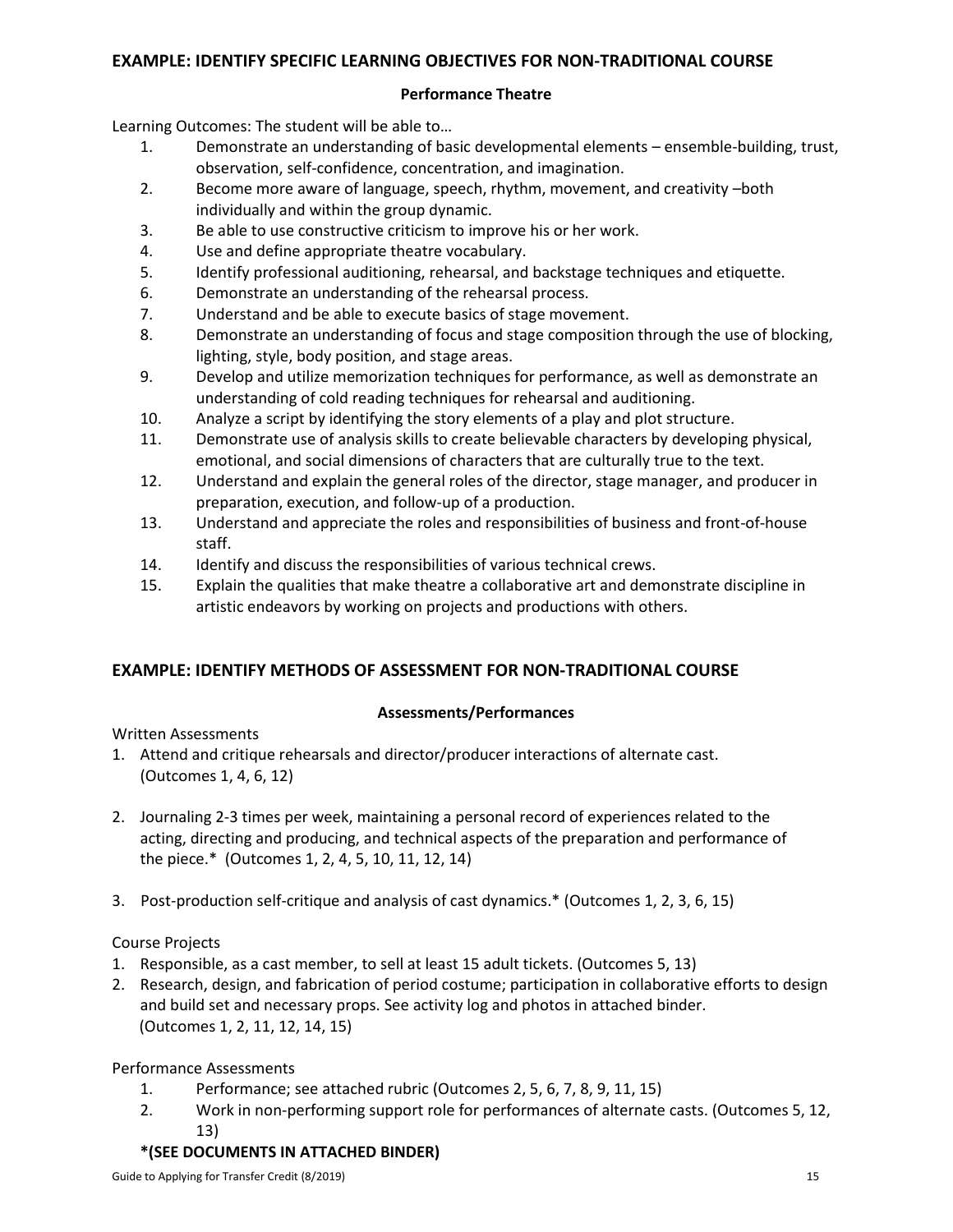## EXAMPLE: IDENTIFY SPECIFIC LEARNING OBJECTIVES FOR NON-TRADITIONAL COURSE

**Performance Theatre**

Learning Outcomes: The student will be able to…

1. Demonstrate an understanding of basic developmental elements – ensemble-building, trust, observation, self-confidence, concentration, and imagination.
2. Become more aware of language, speech, rhythm, movement, and creativity –both individually and within the group dynamic.
3. Be able to use constructive criticism to improve his or her work.
4. Use and define appropriate theatre vocabulary.
5. Identify professional auditioning, rehearsal, and backstage techniques and etiquette.
6. Demonstrate an understanding of the rehearsal process.
7. Understand and be able to execute basics of stage movement.
8. Demonstrate an understanding of focus and stage composition through the use of blocking, lighting, style, body position, and stage areas.
9. Develop and utilize memorization techniques for performance, as well as demonstrate an understanding of cold reading techniques for rehearsal and auditioning.
10. Analyze a script by identifying the story elements of a play and plot structure.
11. Demonstrate use of analysis skills to create believable characters by developing physical, emotional, and social dimensions of characters that are culturally true to the text.
12. Understand and explain the general roles of the director, stage manager, and producer in preparation, execution, and follow-up of a production.
13. Understand and appreciate the roles and responsibilities of business and front-of-house staff.
14. Identify and discuss the responsibilities of various technical crews.
15. Explain the qualities that make theatre a collaborative art and demonstrate discipline in artistic endeavors by working on projects and productions with others.

## EXAMPLE: IDENTIFY METHODS OF ASSESSMENT FOR NON-TRADITIONAL COURSE

**Assessments/Performances**

Written Assessments

1. Attend and critique rehearsals and director/producer interactions of alternate cast. (Outcomes 1, 4, 6, 12)
2. Journaling 2-3 times per week, maintaining a personal record of experiences related to the acting, directing and producing, and technical aspects of the preparation and performance of the piece.* (Outcomes 1, 2, 4, 5, 10, 11, 12, 14)
3. Post-production self-critique and analysis of cast dynamics.* (Outcomes 1, 2, 3, 6, 15)

Course Projects

1. Responsible, as a cast member, to sell at least 15 adult tickets. (Outcomes 5, 13)
2. Research, design, and fabrication of period costume; participation in collaborative efforts to design and build set and necessary props. See activity log and photos in attached binder. (Outcomes 1, 2, 11, 12, 14, 15)

Performance Assessments

1. Performance; see attached rubric (Outcomes 2, 5, 6, 7, 8, 9, 11, 15)
2. Work in non-performing support role for performances of alternate casts. (Outcomes 5, 12, 13)

**\*(SEE DOCUMENTS IN ATTACHED BINDER)**